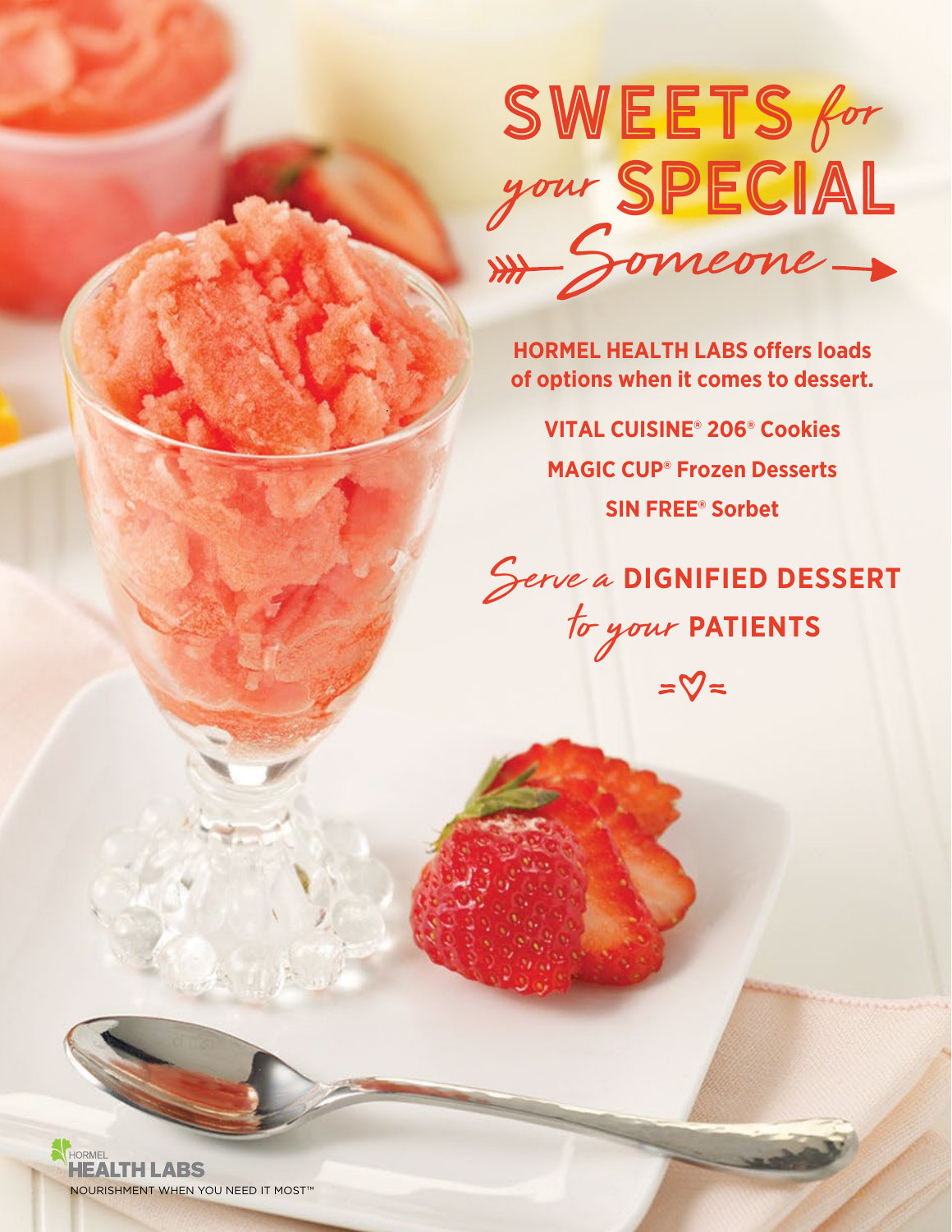# SWEETS *for* *your* SPECIAL *Someone*

**HORMEL HEALTH LABS offers loads of options when it comes to dessert.**

**VITAL CUISINE® 206® Cookies**

**MAGIC CUP® Frozen Desserts**

**SIN FREE® Sorbet**

## *Serve a* DIGNIFIED DESSERT *to your* PATIENTS

HORMEL HEALTH LABS

NOURISHMENT WHEN YOU NEED IT MOST™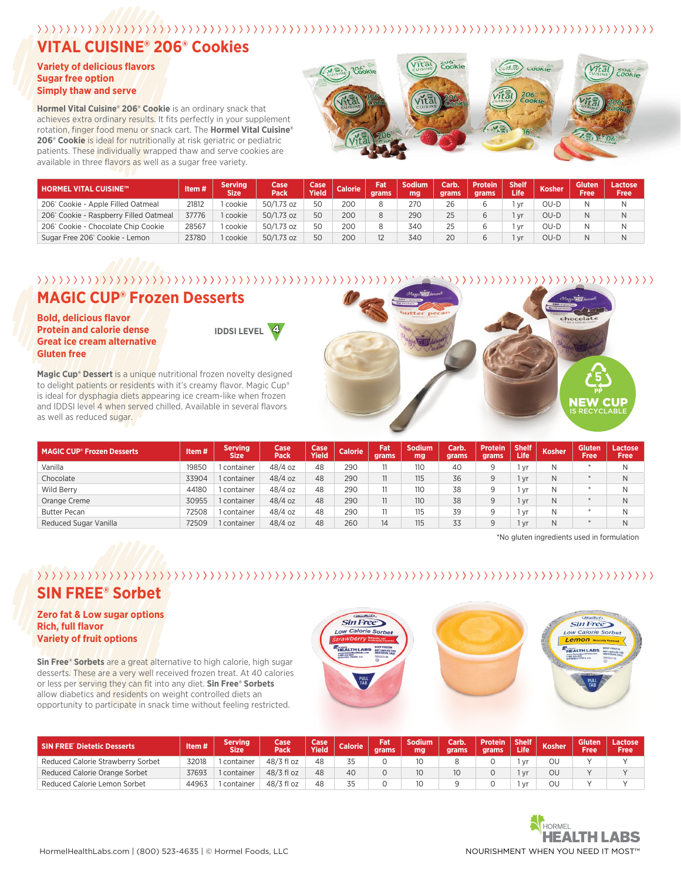# VITAL CUISINE® 206® Cookies

**Variety of delicious flavors**
**Sugar free option**
**Simply thaw and serve**

**Hormel Vital Cuisine® 206® Cookie** is an ordinary snack that achieves extra ordinary results. It fits perfectly in your supplement rotation, finger food menu or snack cart. The **Hormel Vital Cuisine® 206® Cookie** is ideal for nutritionally at risk geriatric or pediatric patients. These individually wrapped thaw and serve cookies are available in three flavors as well as a sugar free variety.

| HORMEL VITAL CUISINE™ | Item # | Serving Size | Case Pack | Case Yield | Calorie | Fat grams | Sodium mg | Carb. grams | Protein grams | Shelf Life | Kosher | Gluten Free | Lactose Free |
|---|---|---|---|---|---|---|---|---|---|---|---|---|---|
| 206® Cookie - Apple Filled Oatmeal | 21812 | 1 cookie | 50/1.73 oz | 50 | 200 | 8 | 270 | 26 | 6 | 1 yr | OU-D | N | N |
| 206® Cookie - Raspberry Filled Oatmeal | 37776 | 1 cookie | 50/1.73 oz | 50 | 200 | 8 | 290 | 25 | 6 | 1 yr | OU-D | N | N |
| 206® Cookie - Chocolate Chip Cookie | 28567 | 1 cookie | 50/1.73 oz | 50 | 200 | 8 | 340 | 25 | 6 | 1 yr | OU-D | N | N |
| Sugar Free 206® Cookie - Lemon | 23780 | 1 cookie | 50/1.73 oz | 50 | 200 | 12 | 340 | 20 | 6 | 1 yr | OU-D | N | N |

# MAGIC CUP® Frozen Desserts

**Bold, delicious flavor**
**Protein and calorie dense**
**Great ice cream alternative**
**Gluten free**

IDDSI LEVEL 4

**Magic Cup® Dessert** is a unique nutritional frozen novelty designed to delight patients or residents with it's creamy flavor. Magic Cup® is ideal for dysphagia diets appearing ice cream-like when frozen and IDDSI level 4 when served chilled. Available in several flavors as well as reduced sugar.

5 PP
NEW CUP IS RECYCLABLE

| MAGIC CUP® Frozen Desserts | Item # | Serving Size | Case Pack | Case Yield | Calorie | Fat grams | Sodium mg | Carb. grams | Protein grams | Shelf Life | Kosher | Gluten Free | Lactose Free |
|---|---|---|---|---|---|---|---|---|---|---|---|---|---|
| Vanilla | 19850 | 1 container | 48/4 oz | 48 | 290 | 11 | 110 | 40 | 9 | 1 yr | N | * | N |
| Chocolate | 33904 | 1 container | 48/4 oz | 48 | 290 | 11 | 115 | 36 | 9 | 1 yr | N | * | N |
| Wild Berry | 44180 | 1 container | 48/4 oz | 48 | 290 | 11 | 110 | 38 | 9 | 1 yr | N | * | N |
| Orange Creme | 30955 | 1 container | 48/4 oz | 48 | 290 | 11 | 110 | 38 | 9 | 1 yr | N | * | N |
| Butter Pecan | 72508 | 1 container | 48/4 oz | 48 | 290 | 11 | 115 | 39 | 9 | 1 yr | N | * | N |
| Reduced Sugar Vanilla | 72509 | 1 container | 48/4 oz | 48 | 260 | 14 | 115 | 33 | 9 | 1 yr | N | * | N |

*No gluten ingredients used in formulation

# SIN FREE® Sorbet

**Zero fat & Low sugar options**
**Rich, full flavor**
**Variety of fruit options**

**Sin Free® Sorbets** are a great alternative to high calorie, high sugar desserts. These are a very well received frozen treat. At 40 calories or less per serving they can fit into any diet. **Sin Free® Sorbets** allow diabetics and residents on weight controlled diets an opportunity to participate in snack time without feeling restricted.

| SIN FREE® Dietetic Desserts | Item # | Serving Size | Case Pack | Case Yield | Calorie | Fat grams | Sodium mg | Carb. grams | Protein grams | Shelf Life | Kosher | Gluten Free | Lactose Free |
|---|---|---|---|---|---|---|---|---|---|---|---|---|---|
| Reduced Calorie Strawberry Sorbet | 32018 | 1 container | 48/3 fl oz | 48 | 35 | 0 | 10 | 8 | 0 | 1 yr | OU | Y | Y |
| Reduced Calorie Orange Sorbet | 37693 | 1 container | 48/3 fl oz | 48 | 40 | 0 | 10 | 10 | 0 | 1 yr | OU | Y | Y |
| Reduced Calorie Lemon Sorbet | 44963 | 1 container | 48/3 fl oz | 48 | 35 | 0 | 10 | 9 | 0 | 1 yr | OU | Y | Y |

HormelHealthLabs.com | (800) 523-4635 | © Hormel Foods, LLC

HORMEL HEALTH LABS
NOURISHMENT WHEN YOU NEED IT MOST™